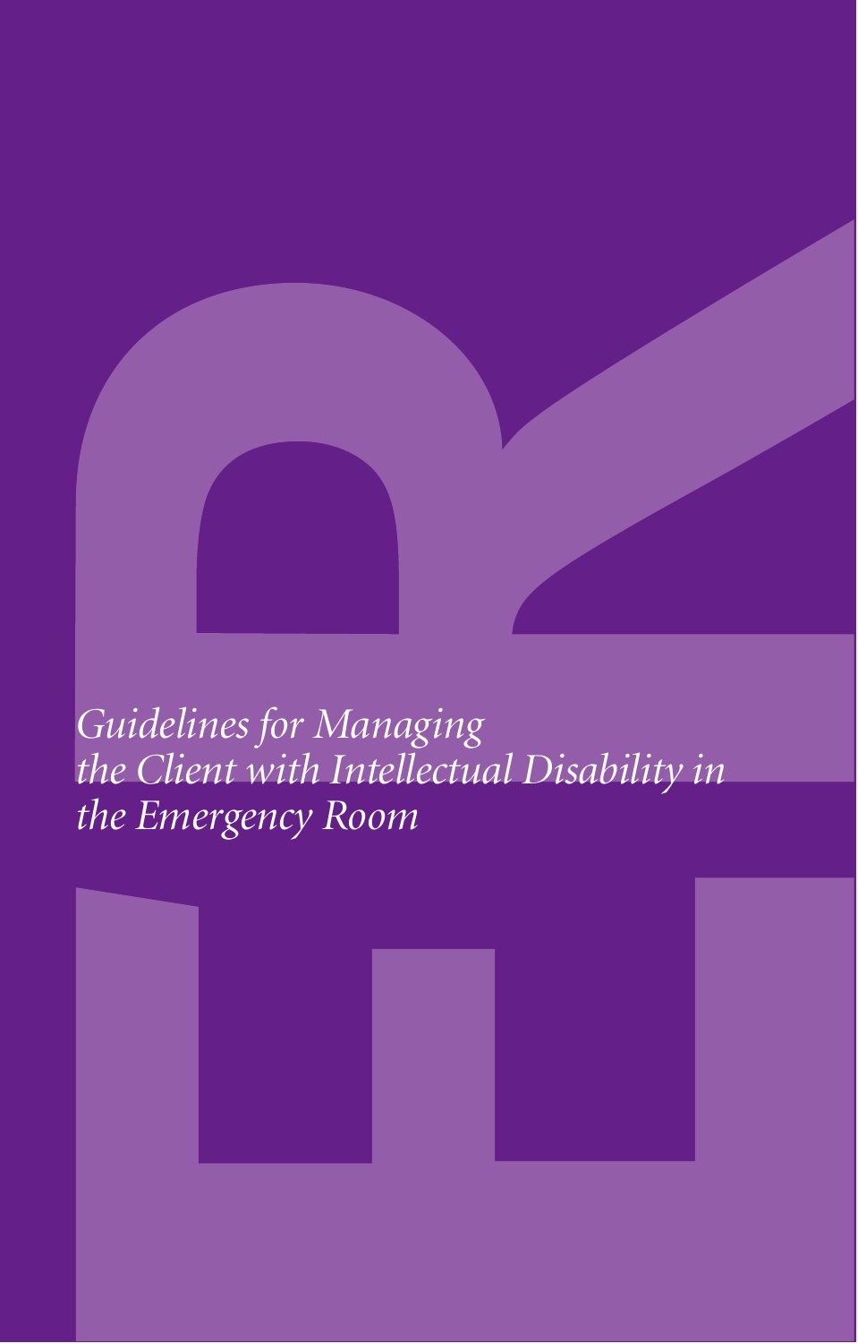# *Guidelines for Managing the Client with Intellectual Disability in the Emergency Room*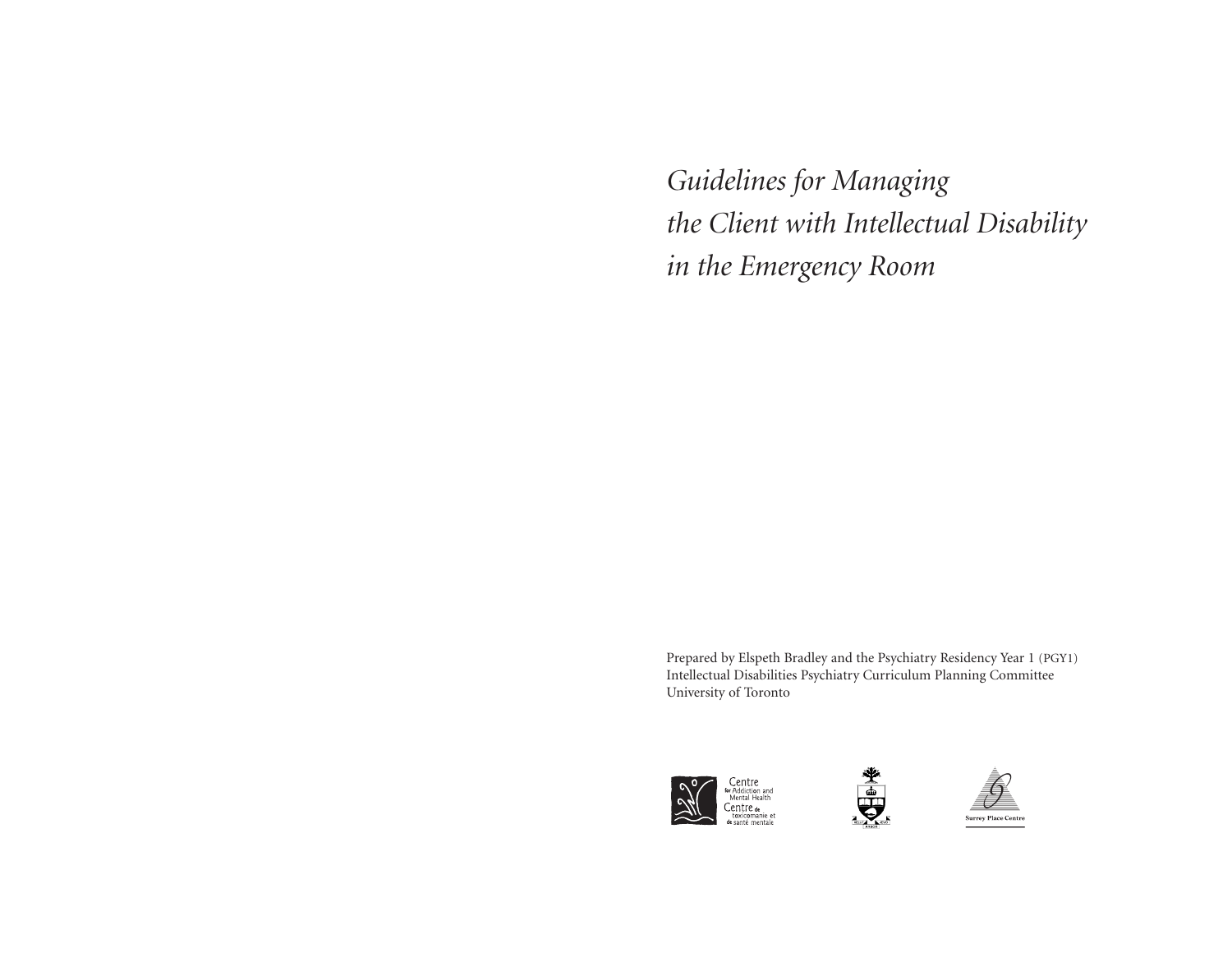# *Guidelines for Managing the Client with Intellectual Disability in the Emergency Room*

Prepared by Elspeth Bradley and the Psychiatry Residency Year 1 (PGY1) Intellectual Disabilities Psychiatry Curriculum Planning Committee University of Toronto

Centre for Addiction and Mental Health
Centre de toxicomanie et de santé mentale

Surrey Place Centre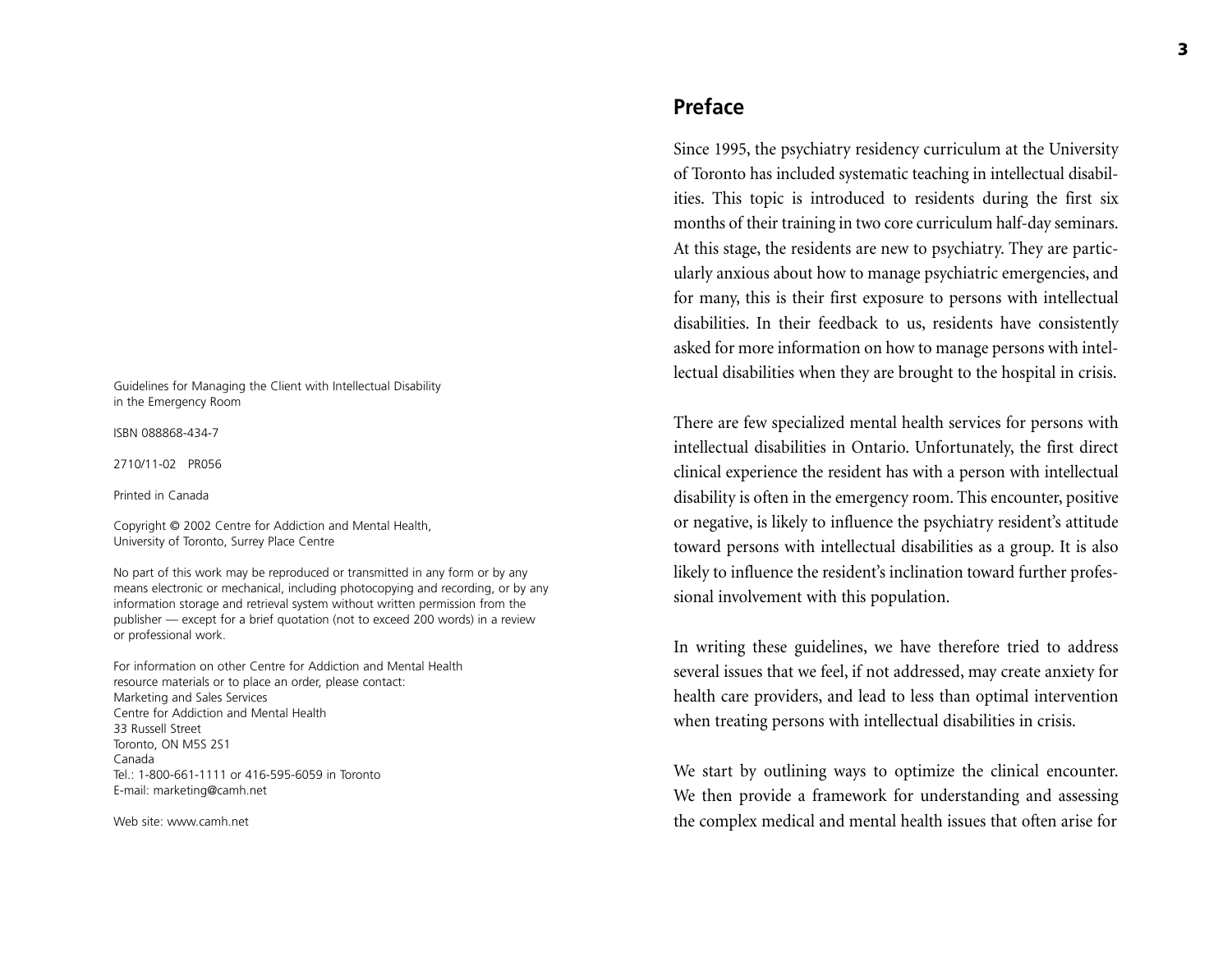Guidelines for Managing the Client with Intellectual Disability in the Emergency Room

ISBN 088868-434-7

2710/11-02 PR056

Printed in Canada

Copyright © 2002 Centre for Addiction and Mental Health, University of Toronto, Surrey Place Centre

No part of this work may be reproduced or transmitted in any form or by any means electronic or mechanical, including photocopying and recording, or by any information storage and retrieval system without written permission from the publisher — except for a brief quotation (not to exceed 200 words) in a review or professional work.

For information on other Centre for Addiction and Mental Health resource materials or to place an order, please contact:
Marketing and Sales Services
Centre for Addiction and Mental Health
33 Russell Street
Toronto, ON M5S 2S1
Canada
Tel.: 1-800-661-1111 or 416-595-6059 in Toronto
E-mail: marketing@camh.net

Web site: www.camh.net

## Preface

Since 1995, the psychiatry residency curriculum at the University of Toronto has included systematic teaching in intellectual disabilities. This topic is introduced to residents during the first six months of their training in two core curriculum half-day seminars. At this stage, the residents are new to psychiatry. They are particularly anxious about how to manage psychiatric emergencies, and for many, this is their first exposure to persons with intellectual disabilities. In their feedback to us, residents have consistently asked for more information on how to manage persons with intellectual disabilities when they are brought to the hospital in crisis.

There are few specialized mental health services for persons with intellectual disabilities in Ontario. Unfortunately, the first direct clinical experience the resident has with a person with intellectual disability is often in the emergency room. This encounter, positive or negative, is likely to influence the psychiatry resident's attitude toward persons with intellectual disabilities as a group. It is also likely to influence the resident's inclination toward further professional involvement with this population.

In writing these guidelines, we have therefore tried to address several issues that we feel, if not addressed, may create anxiety for health care providers, and lead to less than optimal intervention when treating persons with intellectual disabilities in crisis.

We start by outlining ways to optimize the clinical encounter. We then provide a framework for understanding and assessing the complex medical and mental health issues that often arise for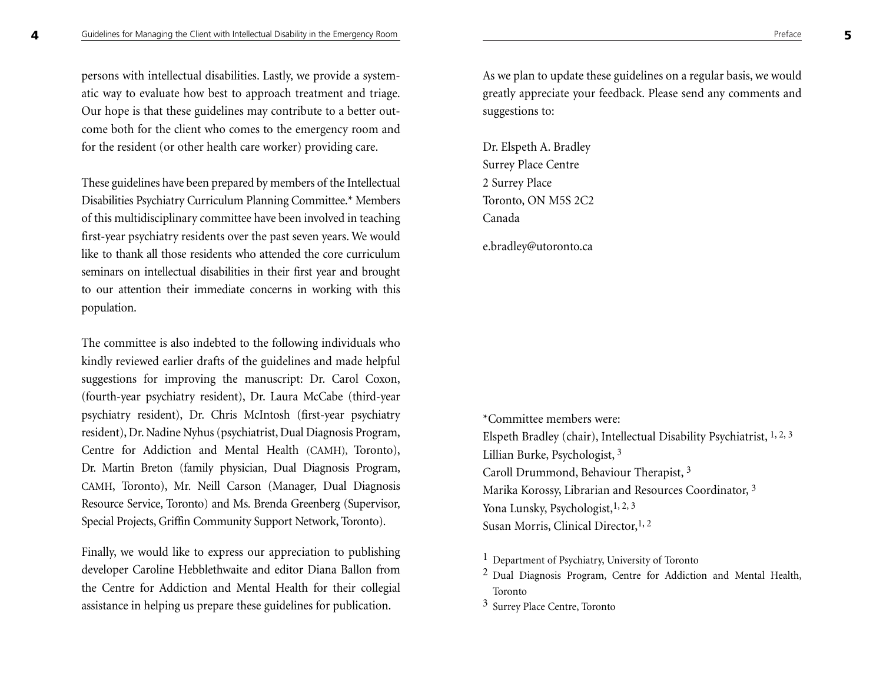persons with intellectual disabilities. Lastly, we provide a systematic way to evaluate how best to approach treatment and triage. Our hope is that these guidelines may contribute to a better outcome both for the client who comes to the emergency room and for the resident (or other health care worker) providing care.

These guidelines have been prepared by members of the Intellectual Disabilities Psychiatry Curriculum Planning Committee.* Members of this multidisciplinary committee have been involved in teaching first-year psychiatry residents over the past seven years. We would like to thank all those residents who attended the core curriculum seminars on intellectual disabilities in their first year and brought to our attention their immediate concerns in working with this population.

The committee is also indebted to the following individuals who kindly reviewed earlier drafts of the guidelines and made helpful suggestions for improving the manuscript: Dr. Carol Coxon, (fourth-year psychiatry resident), Dr. Laura McCabe (third-year psychiatry resident), Dr. Chris McIntosh (first-year psychiatry resident), Dr. Nadine Nyhus (psychiatrist, Dual Diagnosis Program, Centre for Addiction and Mental Health (CAMH), Toronto), Dr. Martin Breton (family physician, Dual Diagnosis Program, CAMH, Toronto), Mr. Neill Carson (Manager, Dual Diagnosis Resource Service, Toronto) and Ms. Brenda Greenberg (Supervisor, Special Projects, Griffin Community Support Network, Toronto).

Finally, we would like to express our appreciation to publishing developer Caroline Hebblethwaite and editor Diana Ballon from the Centre for Addiction and Mental Health for their collegial assistance in helping us prepare these guidelines for publication.

As we plan to update these guidelines on a regular basis, we would greatly appreciate your feedback. Please send any comments and suggestions to:

Dr. Elspeth A. Bradley
Surrey Place Centre
2 Surrey Place
Toronto, ON M5S 2C2
Canada

e.bradley@utoronto.ca

*Committee members were:
Elspeth Bradley (chair), Intellectual Disability Psychiatrist, [1, 2, 3]
Lillian Burke, Psychologist, [3]
Caroll Drummond, Behaviour Therapist, [3]
Marika Korossy, Librarian and Resources Coordinator, [3]
Yona Lunsky, Psychologist,[1, 2, 3]
Susan Morris, Clinical Director,[1, 2]

[1] Department of Psychiatry, University of Toronto
[2] Dual Diagnosis Program, Centre for Addiction and Mental Health, Toronto
[3] Surrey Place Centre, Toronto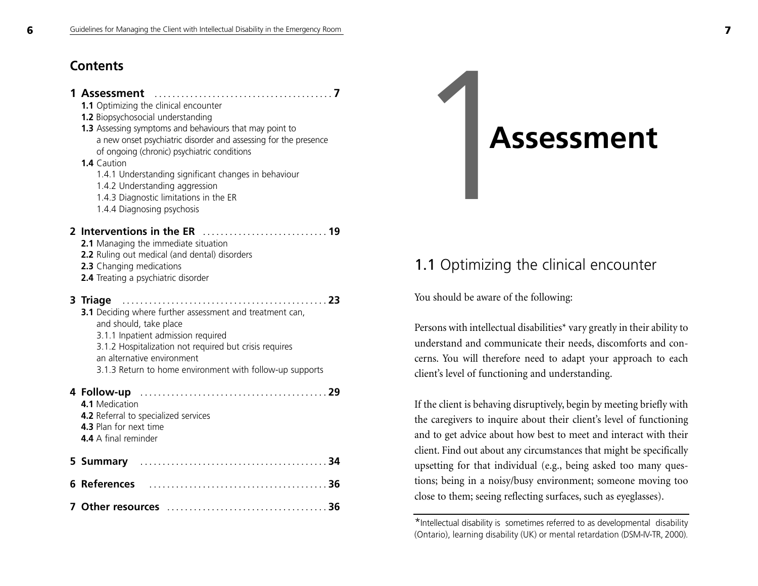## Contents

**1 Assessment** .......................................... **7**

- **1.1** Optimizing the clinical encounter
- **1.2** Biopsychosocial understanding
- **1.3** Assessing symptoms and behaviours that may point to a new onset psychiatric disorder and assessing for the presence of ongoing (chronic) psychiatric conditions
- **1.4** Caution
  - 1.4.1 Understanding significant changes in behaviour
  - 1.4.2 Understanding aggression
  - 1.4.3 Diagnostic limitations in the ER
  - 1.4.4 Diagnosing psychosis

**2 Interventions in the ER** ............................ **19**

- **2.1** Managing the immediate situation
- **2.2** Ruling out medical (and dental) disorders
- **2.3** Changing medications
- **2.4** Treating a psychiatric disorder

**3 Triage** ................................................ **23**

- **3.1** Deciding where further assessment and treatment can, and should, take place
  - 3.1.1 Inpatient admission required
  - 3.1.2 Hospitalization not required but crisis requires an alternative environment
  - 3.1.3 Return to home environment with follow-up supports

**4 Follow-up** ........................................... **29**

- **4.1** Medication
- **4.2** Referral to specialized services
- **4.3** Plan for next time
- **4.4** A final reminder

**5 Summary** ........................................... **34**

**6 References** ........................................ **36**

**7 Other resources** ................................... **36**

# 1 Assessment

## 1.1 Optimizing the clinical encounter

You should be aware of the following:

Persons with intellectual disabilities* vary greatly in their ability to understand and communicate their needs, discomforts and concerns. You will therefore need to adapt your approach to each client's level of functioning and understanding.

If the client is behaving disruptively, begin by meeting briefly with the caregivers to inquire about their client's level of functioning and to get advice about how best to meet and interact with their client. Find out about any circumstances that might be specifically upsetting for that individual (e.g., being asked too many questions; being in a noisy/busy environment; someone moving too close to them; seeing reflecting surfaces, such as eyeglasses).

*Intellectual disability is sometimes referred to as developmental disability (Ontario), learning disability (UK) or mental retardation (DSM-IV-TR, 2000).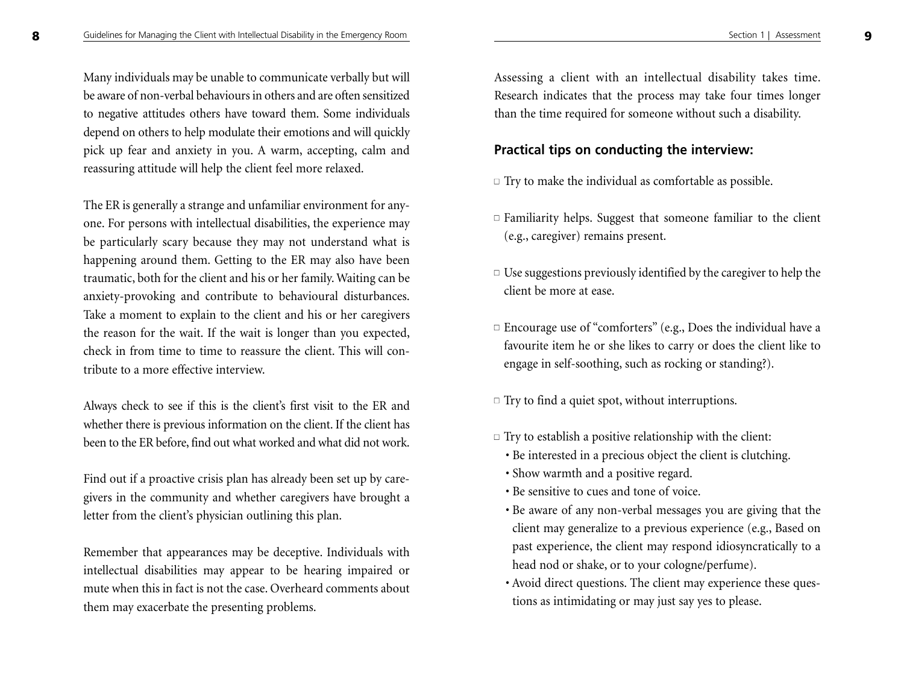Many individuals may be unable to communicate verbally but will be aware of non-verbal behaviours in others and are often sensitized to negative attitudes others have toward them. Some individuals depend on others to help modulate their emotions and will quickly pick up fear and anxiety in you. A warm, accepting, calm and reassuring attitude will help the client feel more relaxed.

The ER is generally a strange and unfamiliar environment for anyone. For persons with intellectual disabilities, the experience may be particularly scary because they may not understand what is happening around them. Getting to the ER may also have been traumatic, both for the client and his or her family. Waiting can be anxiety-provoking and contribute to behavioural disturbances. Take a moment to explain to the client and his or her caregivers the reason for the wait. If the wait is longer than you expected, check in from time to time to reassure the client. This will contribute to a more effective interview.

Always check to see if this is the client's first visit to the ER and whether there is previous information on the client. If the client has been to the ER before, find out what worked and what did not work.

Find out if a proactive crisis plan has already been set up by caregivers in the community and whether caregivers have brought a letter from the client's physician outlining this plan.

Remember that appearances may be deceptive. Individuals with intellectual disabilities may appear to be hearing impaired or mute when this in fact is not the case. Overheard comments about them may exacerbate the presenting problems.

Assessing a client with an intellectual disability takes time. Research indicates that the process may take four times longer than the time required for someone without such a disability.

### Practical tips on conducting the interview:

- Try to make the individual as comfortable as possible.
- Familiarity helps. Suggest that someone familiar to the client (e.g., caregiver) remains present.
- Use suggestions previously identified by the caregiver to help the client be more at ease.
- Encourage use of "comforters" (e.g., Does the individual have a favourite item he or she likes to carry or does the client like to engage in self-soothing, such as rocking or standing?).
- Try to find a quiet spot, without interruptions.
- Try to establish a positive relationship with the client:
  - Be interested in a precious object the client is clutching.
  - Show warmth and a positive regard.
  - Be sensitive to cues and tone of voice.
  - Be aware of any non-verbal messages you are giving that the client may generalize to a previous experience (e.g., Based on past experience, the client may respond idiosyncratically to a head nod or shake, or to your cologne/perfume).
  - Avoid direct questions. The client may experience these questions as intimidating or may just say yes to please.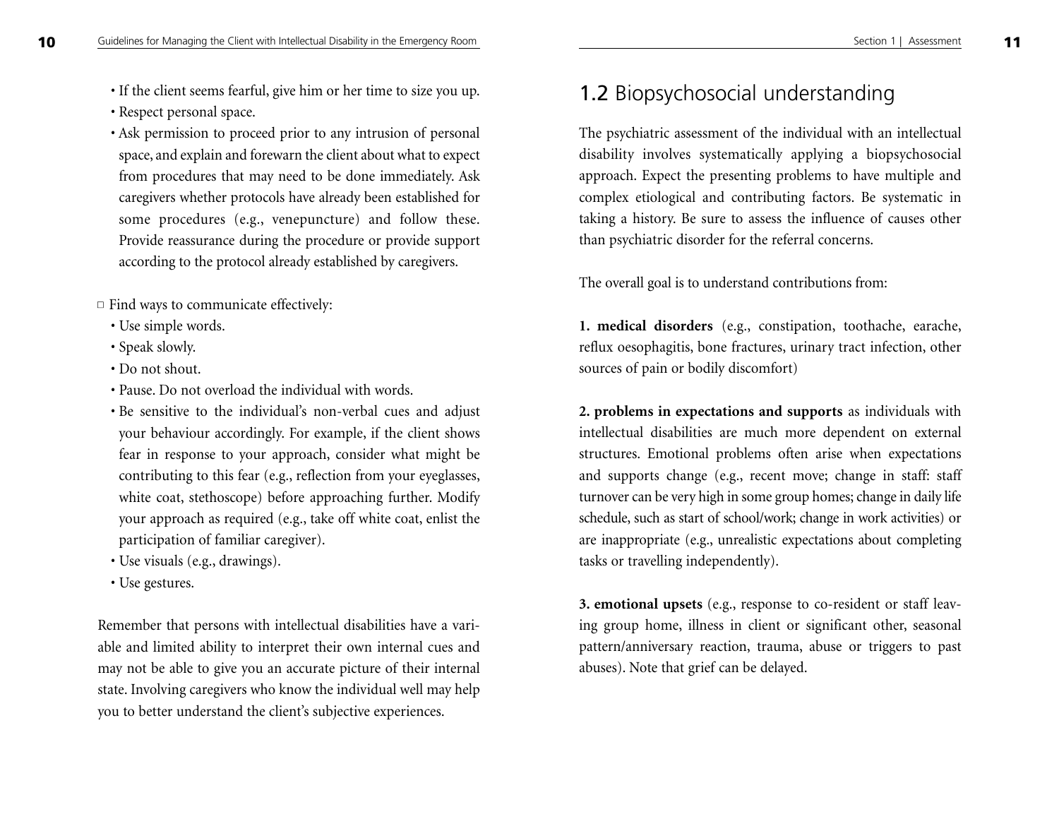- If the client seems fearful, give him or her time to size you up.
- Respect personal space.
- Ask permission to proceed prior to any intrusion of personal space, and explain and forewarn the client about what to expect from procedures that may need to be done immediately. Ask caregivers whether protocols have already been established for some procedures (e.g., venepuncture) and follow these. Provide reassurance during the procedure or provide support according to the protocol already established by caregivers.

□ Find ways to communicate effectively:

- Use simple words.
- Speak slowly.
- Do not shout.
- Pause. Do not overload the individual with words.
- Be sensitive to the individual's non-verbal cues and adjust your behaviour accordingly. For example, if the client shows fear in response to your approach, consider what might be contributing to this fear (e.g., reflection from your eyeglasses, white coat, stethoscope) before approaching further. Modify your approach as required (e.g., take off white coat, enlist the participation of familiar caregiver).
- Use visuals (e.g., drawings).
- Use gestures.

Remember that persons with intellectual disabilities have a variable and limited ability to interpret their own internal cues and may not be able to give you an accurate picture of their internal state. Involving caregivers who know the individual well may help you to better understand the client's subjective experiences.

## 1.2 Biopsychosocial understanding

The psychiatric assessment of the individual with an intellectual disability involves systematically applying a biopsychosocial approach. Expect the presenting problems to have multiple and complex etiological and contributing factors. Be systematic in taking a history. Be sure to assess the influence of causes other than psychiatric disorder for the referral concerns.

The overall goal is to understand contributions from:

**1. medical disorders** (e.g., constipation, toothache, earache, reflux oesophagitis, bone fractures, urinary tract infection, other sources of pain or bodily discomfort)

**2. problems in expectations and supports** as individuals with intellectual disabilities are much more dependent on external structures. Emotional problems often arise when expectations and supports change (e.g., recent move; change in staff: staff turnover can be very high in some group homes; change in daily life schedule, such as start of school/work; change in work activities) or are inappropriate (e.g., unrealistic expectations about completing tasks or travelling independently).

**3. emotional upsets** (e.g., response to co-resident or staff leaving group home, illness in client or significant other, seasonal pattern/anniversary reaction, trauma, abuse or triggers to past abuses). Note that grief can be delayed.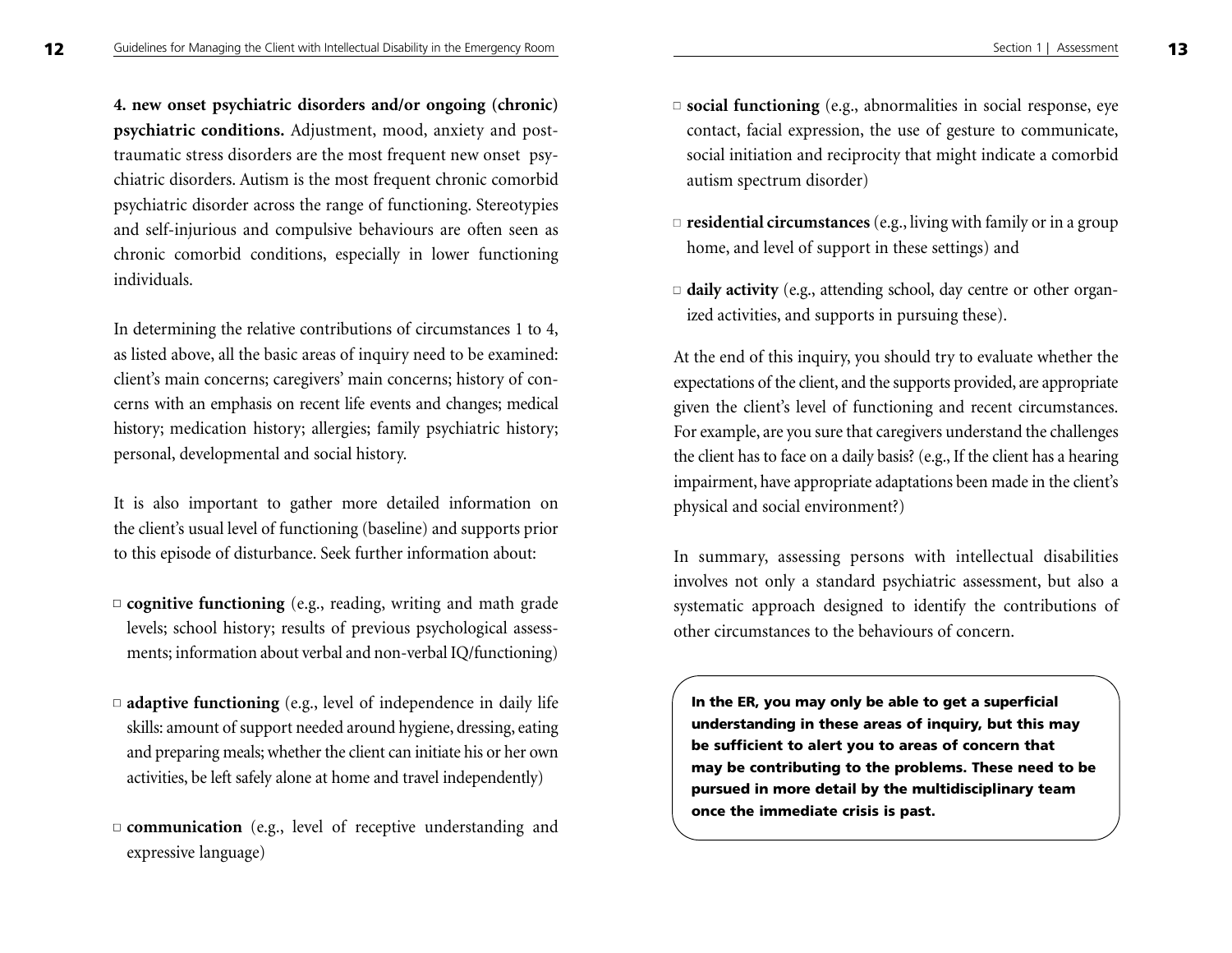**4. new onset psychiatric disorders and/or ongoing (chronic) psychiatric conditions.** Adjustment, mood, anxiety and post-traumatic stress disorders are the most frequent new onset psychiatric disorders. Autism is the most frequent chronic comorbid psychiatric disorder across the range of functioning. Stereotypies and self-injurious and compulsive behaviours are often seen as chronic comorbid conditions, especially in lower functioning individuals.

In determining the relative contributions of circumstances 1 to 4, as listed above, all the basic areas of inquiry need to be examined: client's main concerns; caregivers' main concerns; history of concerns with an emphasis on recent life events and changes; medical history; medication history; allergies; family psychiatric history; personal, developmental and social history.

It is also important to gather more detailed information on the client's usual level of functioning (baseline) and supports prior to this episode of disturbance. Seek further information about:

- **cognitive functioning** (e.g., reading, writing and math grade levels; school history; results of previous psychological assessments; information about verbal and non-verbal IQ/functioning)
- **adaptive functioning** (e.g., level of independence in daily life skills: amount of support needed around hygiene, dressing, eating and preparing meals; whether the client can initiate his or her own activities, be left safely alone at home and travel independently)
- **communication** (e.g., level of receptive understanding and expressive language)
- **social functioning** (e.g., abnormalities in social response, eye contact, facial expression, the use of gesture to communicate, social initiation and reciprocity that might indicate a comorbid autism spectrum disorder)
- **residential circumstances** (e.g., living with family or in a group home, and level of support in these settings) and
- **daily activity** (e.g., attending school, day centre or other organized activities, and supports in pursuing these).

At the end of this inquiry, you should try to evaluate whether the expectations of the client, and the supports provided, are appropriate given the client's level of functioning and recent circumstances. For example, are you sure that caregivers understand the challenges the client has to face on a daily basis? (e.g., If the client has a hearing impairment, have appropriate adaptations been made in the client's physical and social environment?)

In summary, assessing persons with intellectual disabilities involves not only a standard psychiatric assessment, but also a systematic approach designed to identify the contributions of other circumstances to the behaviours of concern.

**In the ER, you may only be able to get a superficial understanding in these areas of inquiry, but this may be sufficient to alert you to areas of concern that may be contributing to the problems. These need to be pursued in more detail by the multidisciplinary team once the immediate crisis is past.**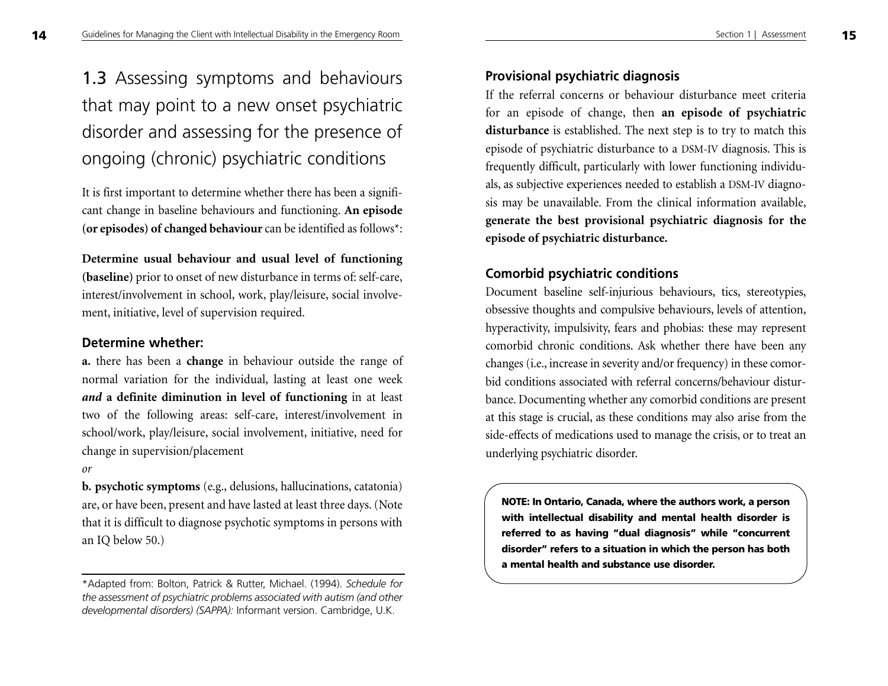## 1.3 Assessing symptoms and behaviours that may point to a new onset psychiatric disorder and assessing for the presence of ongoing (chronic) psychiatric conditions

It is first important to determine whether there has been a significant change in baseline behaviours and functioning. **An episode (or episodes) of changed behaviour** can be identified as follows*:

**Determine usual behaviour and usual level of functioning (baseline)** prior to onset of new disturbance in terms of: self-care, interest/involvement in school, work, play/leisure, social involvement, initiative, level of supervision required.

### Determine whether:

**a.** there has been a **change** in behaviour outside the range of normal variation for the individual, lasting at least one week ***and*** **a definite diminution in level of functioning** in at least two of the following areas: self-care, interest/involvement in school/work, play/leisure, social involvement, initiative, need for change in supervision/placement

*or*

**b. psychotic symptoms** (e.g., delusions, hallucinations, catatonia) are, or have been, present and have lasted at least three days. (Note that it is difficult to diagnose psychotic symptoms in persons with an IQ below 50.)

*Adapted from: Bolton, Patrick & Rutter, Michael. (1994). *Schedule for the assessment of psychiatric problems associated with autism (and other developmental disorders) (SAPPA):* Informant version. Cambridge, U.K.

### Provisional psychiatric diagnosis

If the referral concerns or behaviour disturbance meet criteria for an episode of change, then **an episode of psychiatric disturbance** is established. The next step is to try to match this episode of psychiatric disturbance to a DSM-IV diagnosis. This is frequently difficult, particularly with lower functioning individuals, as subjective experiences needed to establish a DSM-IV diagnosis may be unavailable. From the clinical information available, **generate the best provisional psychiatric diagnosis for the episode of psychiatric disturbance.**

### Comorbid psychiatric conditions

Document baseline self-injurious behaviours, tics, stereotypies, obsessive thoughts and compulsive behaviours, levels of attention, hyperactivity, impulsivity, fears and phobias: these may represent comorbid chronic conditions. Ask whether there have been any changes (i.e., increase in severity and/or frequency) in these comorbid conditions associated with referral concerns/behaviour disturbance. Documenting whether any comorbid conditions are present at this stage is crucial, as these conditions may also arise from the side-effects of medications used to manage the crisis, or to treat an underlying psychiatric disorder.

**NOTE: In Ontario, Canada, where the authors work, a person with intellectual disability and mental health disorder is referred to as having "dual diagnosis" while "concurrent disorder" refers to a situation in which the person has both a mental health and substance use disorder.**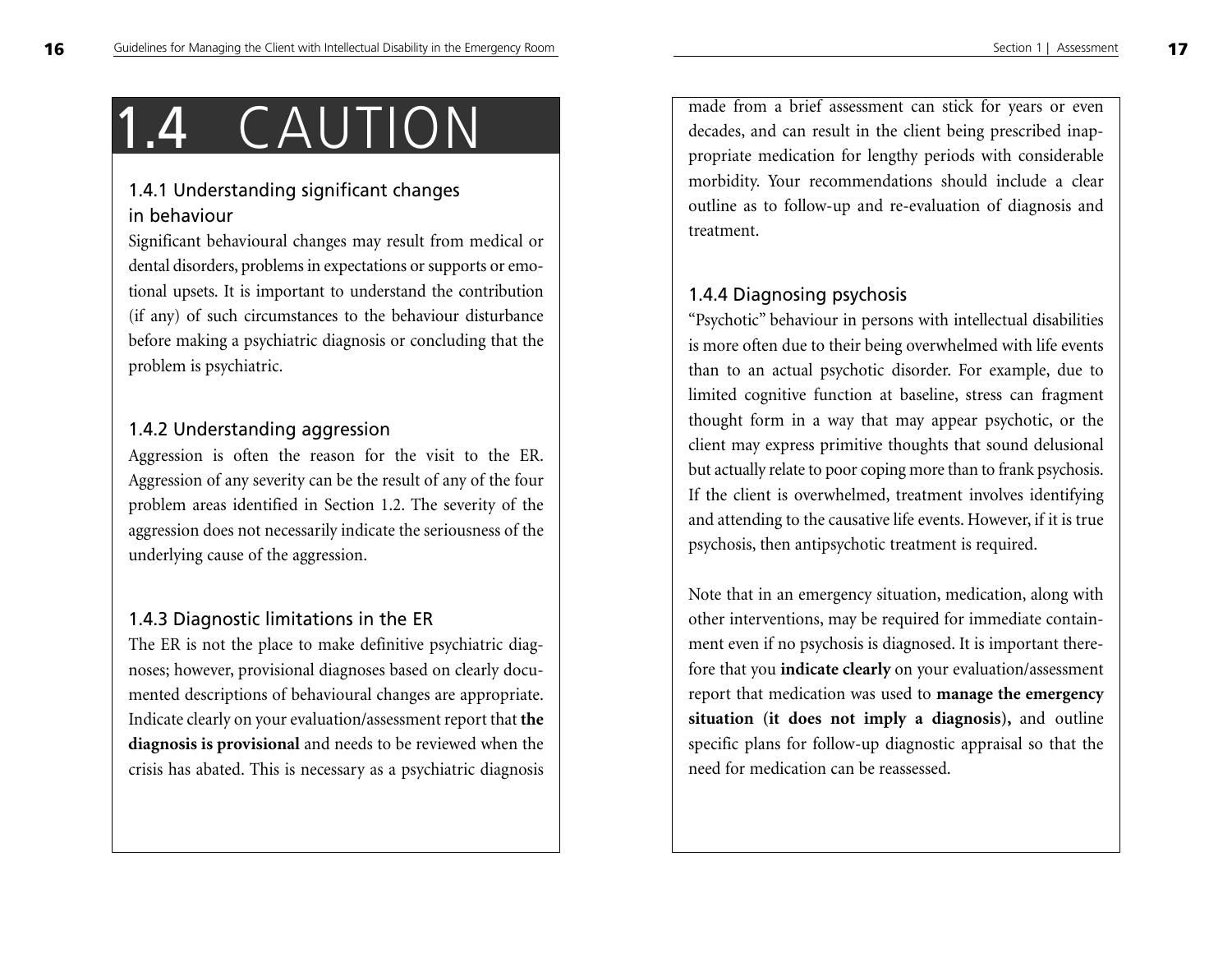# 1.4 CAUTION

### 1.4.1 Understanding significant changes in behaviour

Significant behavioural changes may result from medical or dental disorders, problems in expectations or supports or emotional upsets. It is important to understand the contribution (if any) of such circumstances to the behaviour disturbance before making a psychiatric diagnosis or concluding that the problem is psychiatric.

### 1.4.2 Understanding aggression

Aggression is often the reason for the visit to the ER. Aggression of any severity can be the result of any of the four problem areas identified in Section 1.2. The severity of the aggression does not necessarily indicate the seriousness of the underlying cause of the aggression.

### 1.4.3 Diagnostic limitations in the ER

The ER is not the place to make definitive psychiatric diagnoses; however, provisional diagnoses based on clearly documented descriptions of behavioural changes are appropriate. Indicate clearly on your evaluation/assessment report that **the diagnosis is provisional** and needs to be reviewed when the crisis has abated. This is necessary as a psychiatric diagnosis made from a brief assessment can stick for years or even decades, and can result in the client being prescribed inappropriate medication for lengthy periods with considerable morbidity. Your recommendations should include a clear outline as to follow-up and re-evaluation of diagnosis and treatment.

### 1.4.4 Diagnosing psychosis

"Psychotic" behaviour in persons with intellectual disabilities is more often due to their being overwhelmed with life events than to an actual psychotic disorder. For example, due to limited cognitive function at baseline, stress can fragment thought form in a way that may appear psychotic, or the client may express primitive thoughts that sound delusional but actually relate to poor coping more than to frank psychosis. If the client is overwhelmed, treatment involves identifying and attending to the causative life events. However, if it is true psychosis, then antipsychotic treatment is required.

Note that in an emergency situation, medication, along with other interventions, may be required for immediate containment even if no psychosis is diagnosed. It is important therefore that you **indicate clearly** on your evaluation/assessment report that medication was used to **manage the emergency situation (it does not imply a diagnosis),** and outline specific plans for follow-up diagnostic appraisal so that the need for medication can be reassessed.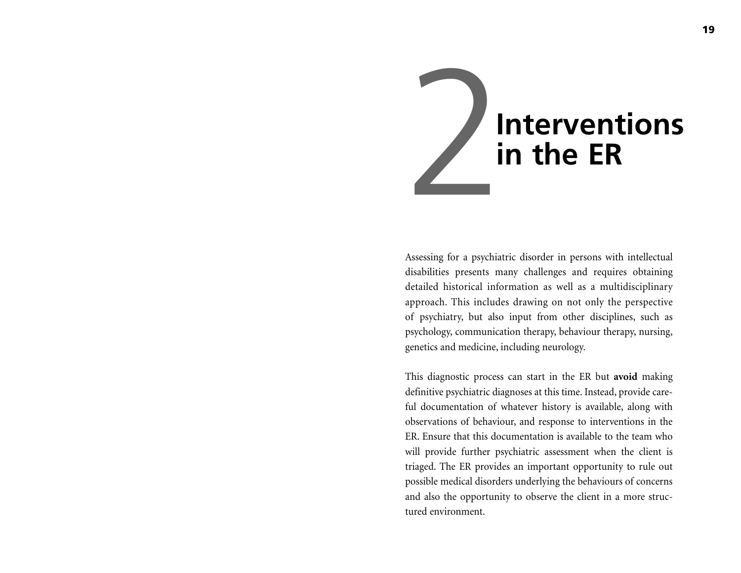# 2 Interventions in the ER

Assessing for a psychiatric disorder in persons with intellectual disabilities presents many challenges and requires obtaining detailed historical information as well as a multidisciplinary approach. This includes drawing on not only the perspective of psychiatry, but also input from other disciplines, such as psychology, communication therapy, behaviour therapy, nursing, genetics and medicine, including neurology.

This diagnostic process can start in the ER but **avoid** making definitive psychiatric diagnoses at this time. Instead, provide careful documentation of whatever history is available, along with observations of behaviour, and response to interventions in the ER. Ensure that this documentation is available to the team who will provide further psychiatric assessment when the client is triaged. The ER provides an important opportunity to rule out possible medical disorders underlying the behaviours of concerns and also the opportunity to observe the client in a more structured environment.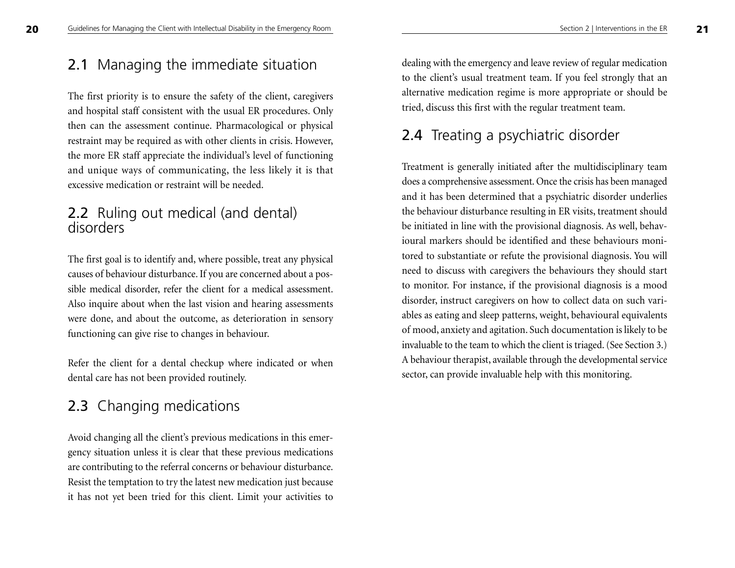## 2.1 Managing the immediate situation

The first priority is to ensure the safety of the client, caregivers and hospital staff consistent with the usual ER procedures. Only then can the assessment continue. Pharmacological or physical restraint may be required as with other clients in crisis. However, the more ER staff appreciate the individual's level of functioning and unique ways of communicating, the less likely it is that excessive medication or restraint will be needed.

## 2.2 Ruling out medical (and dental) disorders

The first goal is to identify and, where possible, treat any physical causes of behaviour disturbance. If you are concerned about a possible medical disorder, refer the client for a medical assessment. Also inquire about when the last vision and hearing assessments were done, and about the outcome, as deterioration in sensory functioning can give rise to changes in behaviour.

Refer the client for a dental checkup where indicated or when dental care has not been provided routinely.

## 2.3 Changing medications

Avoid changing all the client's previous medications in this emergency situation unless it is clear that these previous medications are contributing to the referral concerns or behaviour disturbance. Resist the temptation to try the latest new medication just because it has not yet been tried for this client. Limit your activities to dealing with the emergency and leave review of regular medication to the client's usual treatment team. If you feel strongly that an alternative medication regime is more appropriate or should be tried, discuss this first with the regular treatment team.

## 2.4 Treating a psychiatric disorder

Treatment is generally initiated after the multidisciplinary team does a comprehensive assessment. Once the crisis has been managed and it has been determined that a psychiatric disorder underlies the behaviour disturbance resulting in ER visits, treatment should be initiated in line with the provisional diagnosis. As well, behavioural markers should be identified and these behaviours monitored to substantiate or refute the provisional diagnosis. You will need to discuss with caregivers the behaviours they should start to monitor. For instance, if the provisional diagnosis is a mood disorder, instruct caregivers on how to collect data on such variables as eating and sleep patterns, weight, behavioural equivalents of mood, anxiety and agitation. Such documentation is likely to be invaluable to the team to which the client is triaged. (See Section 3.) A behaviour therapist, available through the developmental service sector, can provide invaluable help with this monitoring.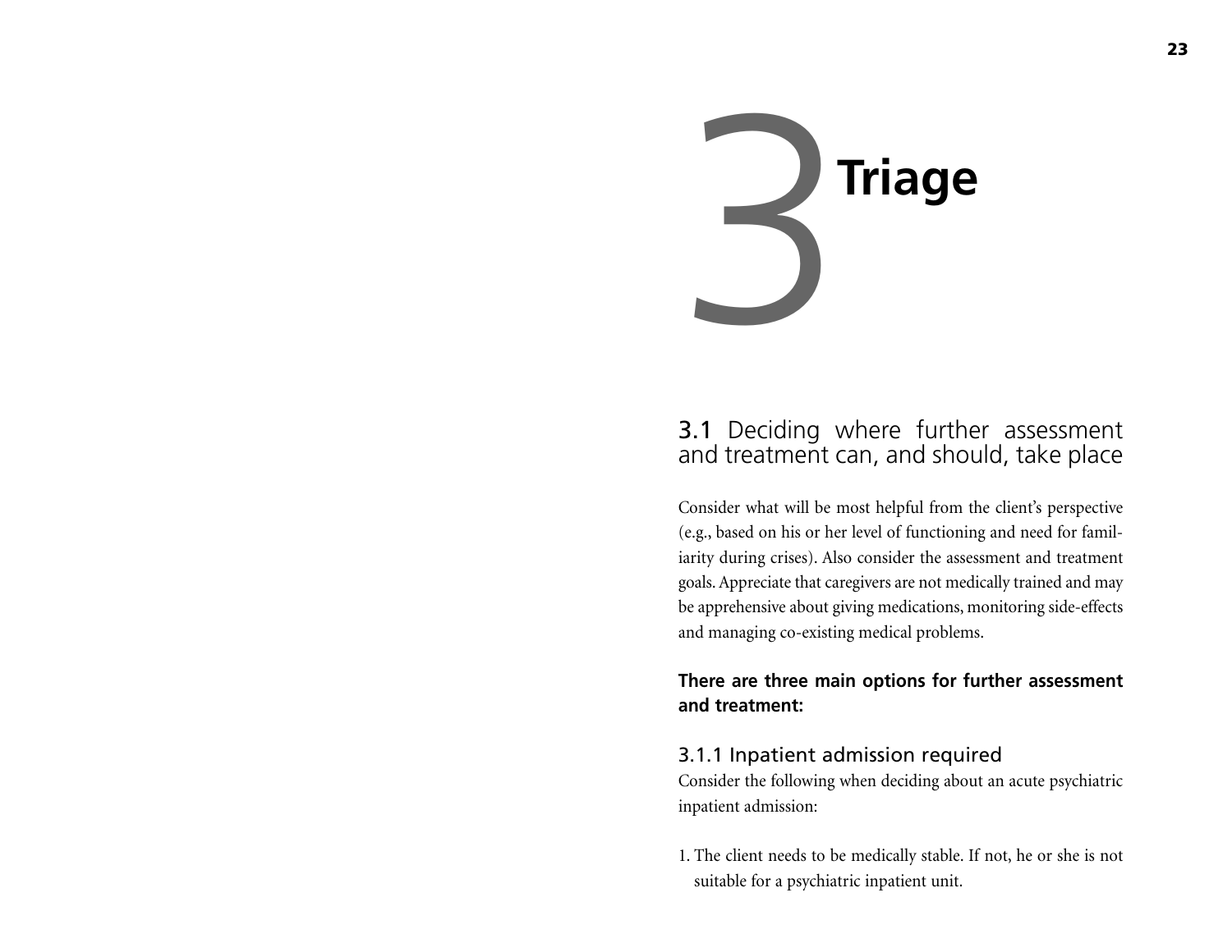# 3 Triage

## 3.1 Deciding where further assessment and treatment can, and should, take place

Consider what will be most helpful from the client's perspective (e.g., based on his or her level of functioning and need for familiarity during crises). Also consider the assessment and treatment goals. Appreciate that caregivers are not medically trained and may be apprehensive about giving medications, monitoring side-effects and managing co-existing medical problems.

**There are three main options for further assessment and treatment:**

### 3.1.1 Inpatient admission required

Consider the following when deciding about an acute psychiatric inpatient admission:

1. The client needs to be medically stable. If not, he or she is not suitable for a psychiatric inpatient unit.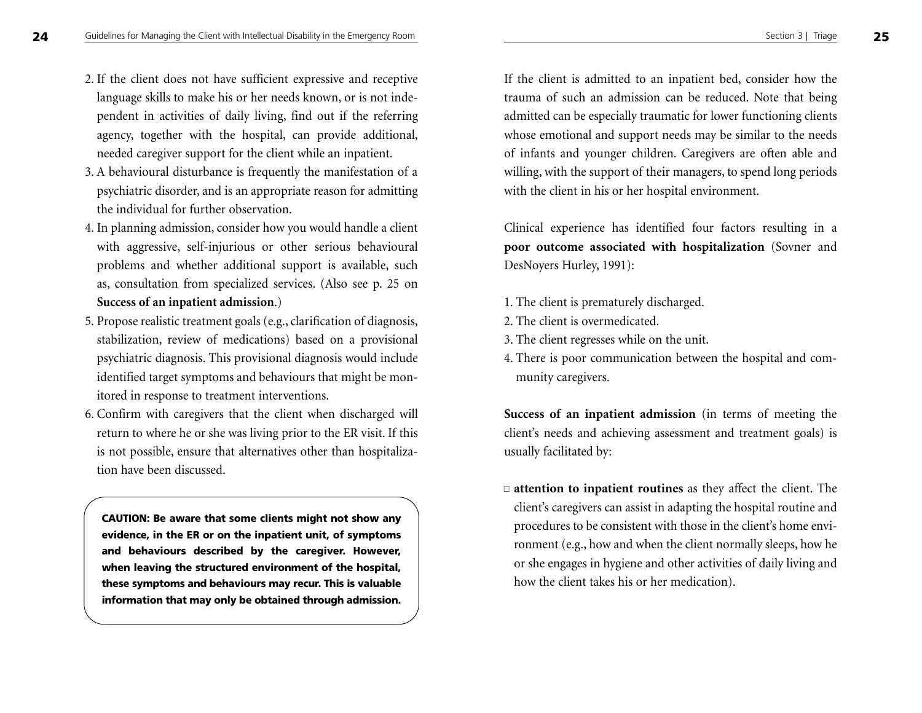2. If the client does not have sufficient expressive and receptive language skills to make his or her needs known, or is not independent in activities of daily living, find out if the referring agency, together with the hospital, can provide additional, needed caregiver support for the client while an inpatient.
3. A behavioural disturbance is frequently the manifestation of a psychiatric disorder, and is an appropriate reason for admitting the individual for further observation.
4. In planning admission, consider how you would handle a client with aggressive, self-injurious or other serious behavioural problems and whether additional support is available, such as, consultation from specialized services. (Also see p. 25 on **Success of an inpatient admission**.)
5. Propose realistic treatment goals (e.g., clarification of diagnosis, stabilization, review of medications) based on a provisional psychiatric diagnosis. This provisional diagnosis would include identified target symptoms and behaviours that might be monitored in response to treatment interventions.
6. Confirm with caregivers that the client when discharged will return to where he or she was living prior to the ER visit. If this is not possible, ensure that alternatives other than hospitalization have been discussed.

**CAUTION: Be aware that some clients might not show any evidence, in the ER or on the inpatient unit, of symptoms and behaviours described by the caregiver. However, when leaving the structured environment of the hospital, these symptoms and behaviours may recur. This is valuable information that may only be obtained through admission.**

If the client is admitted to an inpatient bed, consider how the trauma of such an admission can be reduced. Note that being admitted can be especially traumatic for lower functioning clients whose emotional and support needs may be similar to the needs of infants and younger children. Caregivers are often able and willing, with the support of their managers, to spend long periods with the client in his or her hospital environment.

Clinical experience has identified four factors resulting in a **poor outcome associated with hospitalization** (Sovner and DesNoyers Hurley, 1991):

1. The client is prematurely discharged.
2. The client is overmedicated.
3. The client regresses while on the unit.
4. There is poor communication between the hospital and community caregivers.

**Success of an inpatient admission** (in terms of meeting the client's needs and achieving assessment and treatment goals) is usually facilitated by:

- **attention to inpatient routines** as they affect the client. The client's caregivers can assist in adapting the hospital routine and procedures to be consistent with those in the client's home environment (e.g., how and when the client normally sleeps, how he or she engages in hygiene and other activities of daily living and how the client takes his or her medication).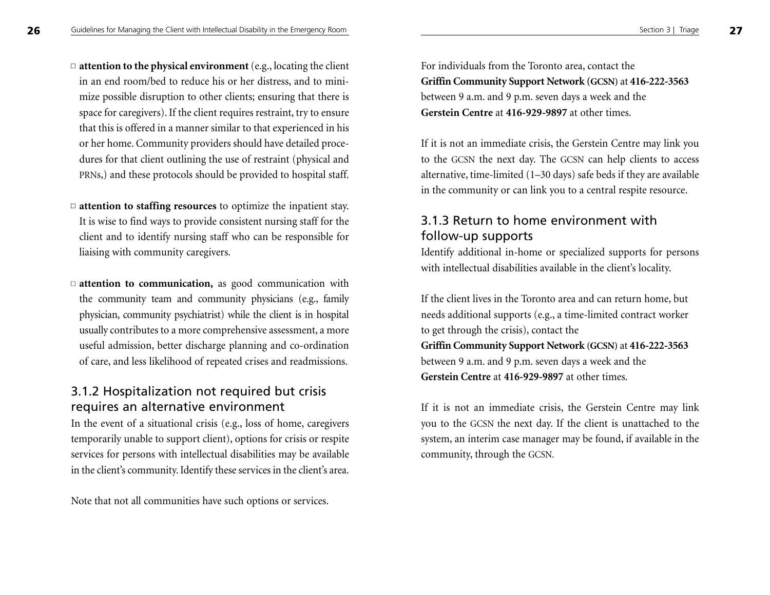- **attention to the physical environment** (e.g., locating the client in an end room/bed to reduce his or her distress, and to minimize possible disruption to other clients; ensuring that there is space for caregivers). If the client requires restraint, try to ensure that this is offered in a manner similar to that experienced in his or her home. Community providers should have detailed procedures for that client outlining the use of restraint (physical and PRNs,) and these protocols should be provided to hospital staff.

- **attention to staffing resources** to optimize the inpatient stay. It is wise to find ways to provide consistent nursing staff for the client and to identify nursing staff who can be responsible for liaising with community caregivers.

- **attention to communication,** as good communication with the community team and community physicians (e.g., family physician, community psychiatrist) while the client is in hospital usually contributes to a more comprehensive assessment, a more useful admission, better discharge planning and co-ordination of care, and less likelihood of repeated crises and readmissions.

### 3.1.2 Hospitalization not required but crisis requires an alternative environment

In the event of a situational crisis (e.g., loss of home, caregivers temporarily unable to support client), options for crisis or respite services for persons with intellectual disabilities may be available in the client's community. Identify these services in the client's area.

Note that not all communities have such options or services.

For individuals from the Toronto area, contact the **Griffin Community Support Network (GCSN)** at **416-222-3563** between 9 a.m. and 9 p.m. seven days a week and the **Gerstein Centre** at **416-929-9897** at other times.

If it is not an immediate crisis, the Gerstein Centre may link you to the GCSN the next day. The GCSN can help clients to access alternative, time-limited (1–30 days) safe beds if they are available in the community or can link you to a central respite resource.

### 3.1.3 Return to home environment with follow-up supports

Identify additional in-home or specialized supports for persons with intellectual disabilities available in the client's locality.

If the client lives in the Toronto area and can return home, but needs additional supports (e.g., a time-limited contract worker to get through the crisis), contact the **Griffin Community Support Network (GCSN)** at **416-222-3563** between 9 a.m. and 9 p.m. seven days a week and the **Gerstein Centre** at **416-929-9897** at other times.

If it is not an immediate crisis, the Gerstein Centre may link you to the GCSN the next day. If the client is unattached to the system, an interim case manager may be found, if available in the community, through the GCSN.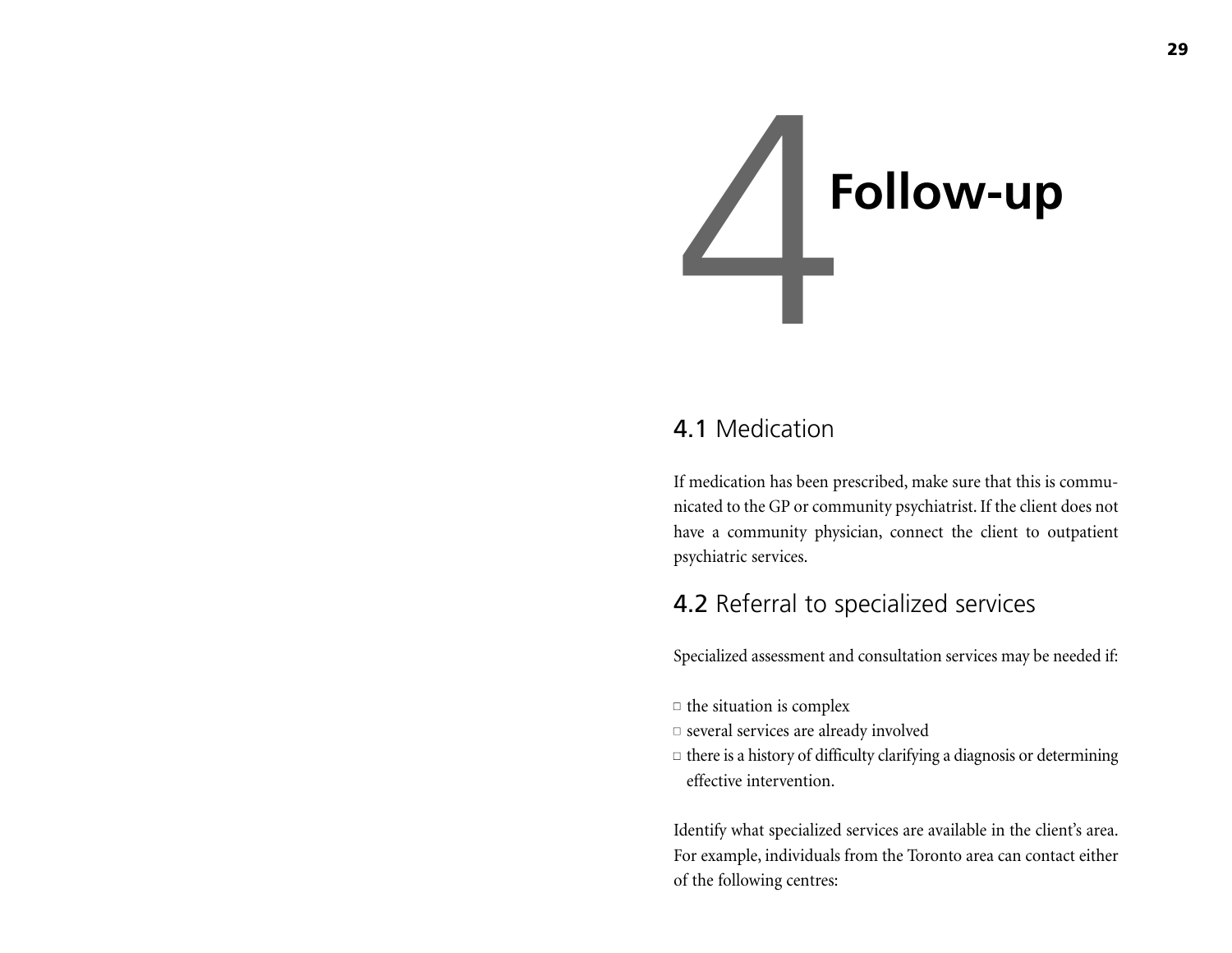# 4 Follow-up

## 4.1 Medication

If medication has been prescribed, make sure that this is communicated to the GP or community psychiatrist. If the client does not have a community physician, connect the client to outpatient psychiatric services.

## 4.2 Referral to specialized services

Specialized assessment and consultation services may be needed if:

- the situation is complex
- several services are already involved
- there is a history of difficulty clarifying a diagnosis or determining effective intervention.

Identify what specialized services are available in the client's area. For example, individuals from the Toronto area can contact either of the following centres: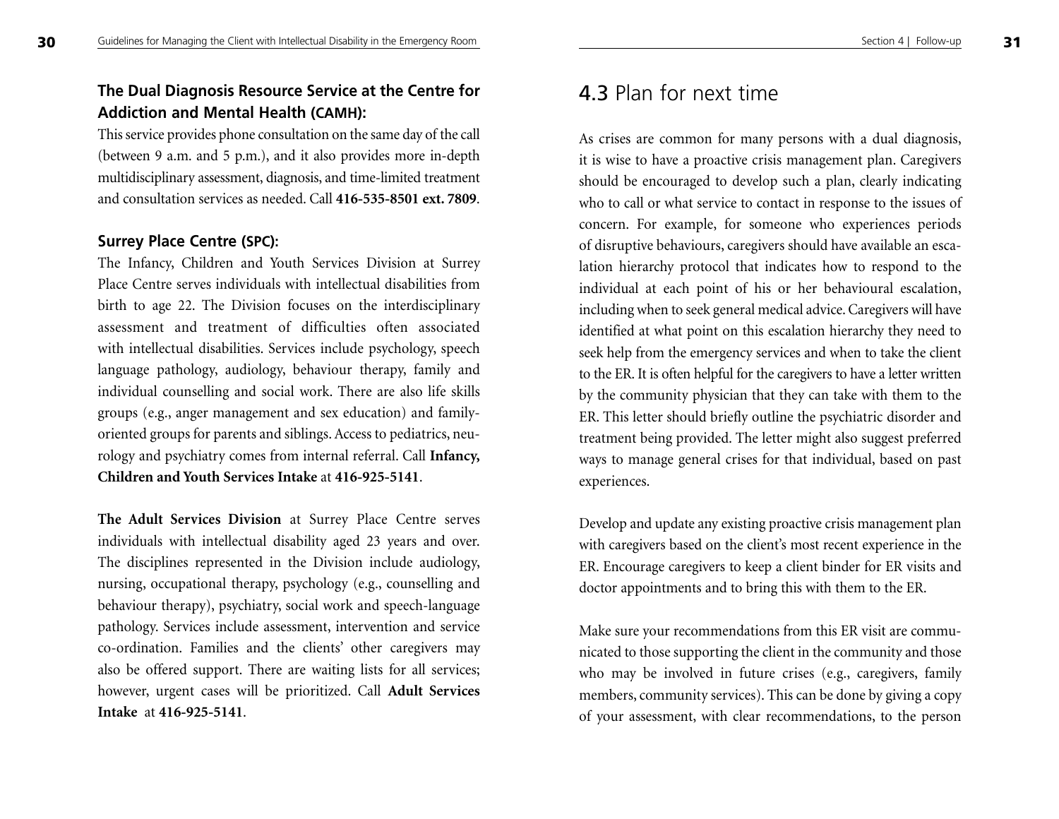### The Dual Diagnosis Resource Service at the Centre for Addiction and Mental Health (CAMH):

This service provides phone consultation on the same day of the call (between 9 a.m. and 5 p.m.), and it also provides more in-depth multidisciplinary assessment, diagnosis, and time-limited treatment and consultation services as needed. Call **416-535-8501 ext. 7809**.

### Surrey Place Centre (SPC):

The Infancy, Children and Youth Services Division at Surrey Place Centre serves individuals with intellectual disabilities from birth to age 22. The Division focuses on the interdisciplinary assessment and treatment of difficulties often associated with intellectual disabilities. Services include psychology, speech language pathology, audiology, behaviour therapy, family and individual counselling and social work. There are also life skills groups (e.g., anger management and sex education) and family-oriented groups for parents and siblings. Access to pediatrics, neurology and psychiatry comes from internal referral. Call **Infancy, Children and Youth Services Intake** at **416-925-5141**.

**The Adult Services Division** at Surrey Place Centre serves individuals with intellectual disability aged 23 years and over. The disciplines represented in the Division include audiology, nursing, occupational therapy, psychology (e.g., counselling and behaviour therapy), psychiatry, social work and speech-language pathology. Services include assessment, intervention and service co-ordination. Families and the clients' other caregivers may also be offered support. There are waiting lists for all services; however, urgent cases will be prioritized. Call **Adult Services Intake** at **416-925-5141**.

## 4.3 Plan for next time

As crises are common for many persons with a dual diagnosis, it is wise to have a proactive crisis management plan. Caregivers should be encouraged to develop such a plan, clearly indicating who to call or what service to contact in response to the issues of concern. For example, for someone who experiences periods of disruptive behaviours, caregivers should have available an escalation hierarchy protocol that indicates how to respond to the individual at each point of his or her behavioural escalation, including when to seek general medical advice. Caregivers will have identified at what point on this escalation hierarchy they need to seek help from the emergency services and when to take the client to the ER. It is often helpful for the caregivers to have a letter written by the community physician that they can take with them to the ER. This letter should briefly outline the psychiatric disorder and treatment being provided. The letter might also suggest preferred ways to manage general crises for that individual, based on past experiences.

Develop and update any existing proactive crisis management plan with caregivers based on the client's most recent experience in the ER. Encourage caregivers to keep a client binder for ER visits and doctor appointments and to bring this with them to the ER.

Make sure your recommendations from this ER visit are communicated to those supporting the client in the community and those who may be involved in future crises (e.g., caregivers, family members, community services). This can be done by giving a copy of your assessment, with clear recommendations, to the person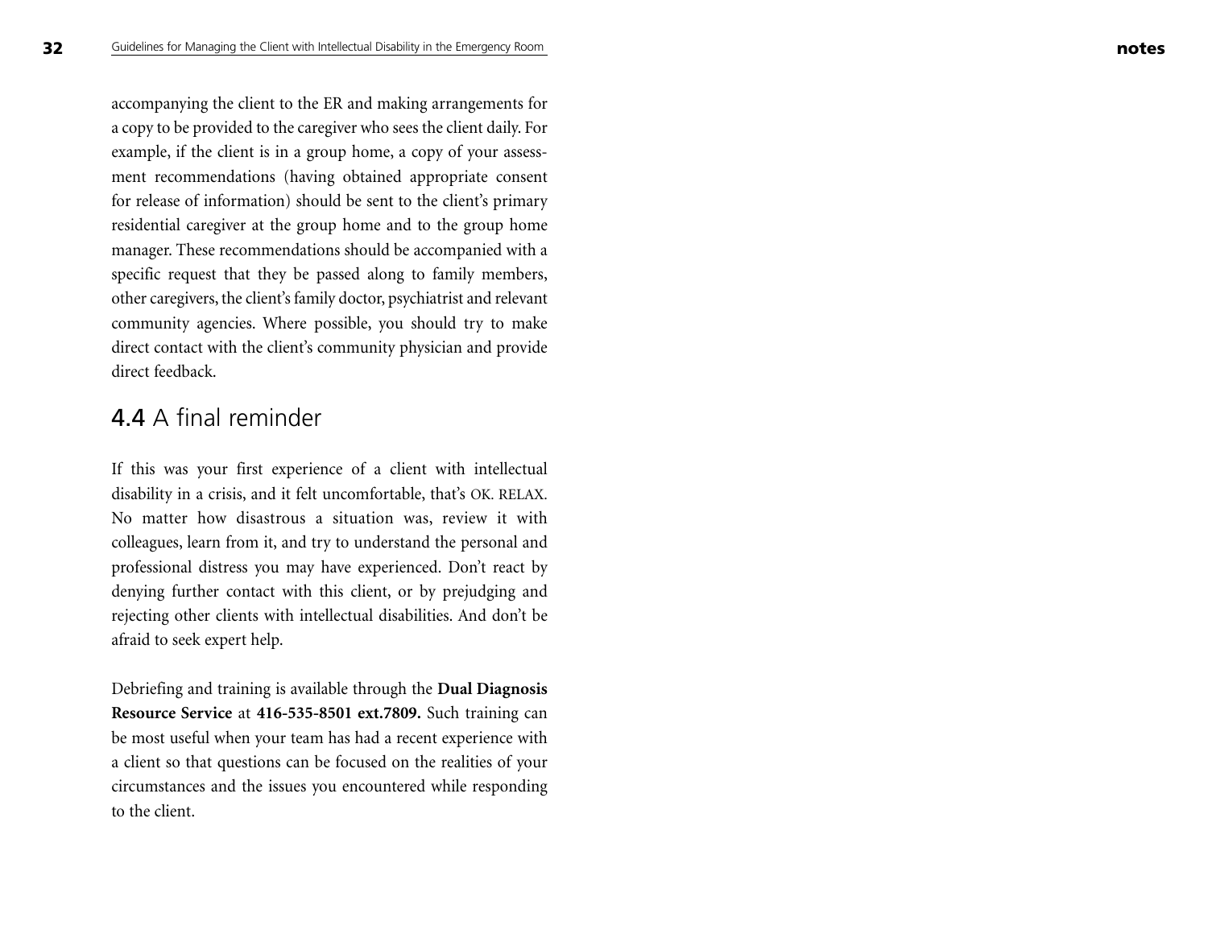accompanying the client to the ER and making arrangements for a copy to be provided to the caregiver who sees the client daily. For example, if the client is in a group home, a copy of your assessment recommendations (having obtained appropriate consent for release of information) should be sent to the client's primary residential caregiver at the group home and to the group home manager. These recommendations should be accompanied with a specific request that they be passed along to family members, other caregivers, the client's family doctor, psychiatrist and relevant community agencies. Where possible, you should try to make direct contact with the client's community physician and provide direct feedback.

## 4.4 A final reminder

If this was your first experience of a client with intellectual disability in a crisis, and it felt uncomfortable, that's OK. RELAX. No matter how disastrous a situation was, review it with colleagues, learn from it, and try to understand the personal and professional distress you may have experienced. Don't react by denying further contact with this client, or by prejudging and rejecting other clients with intellectual disabilities. And don't be afraid to seek expert help.

Debriefing and training is available through the **Dual Diagnosis Resource Service** at **416-535-8501 ext.7809.** Such training can be most useful when your team has had a recent experience with a client so that questions can be focused on the realities of your circumstances and the issues you encountered while responding to the client.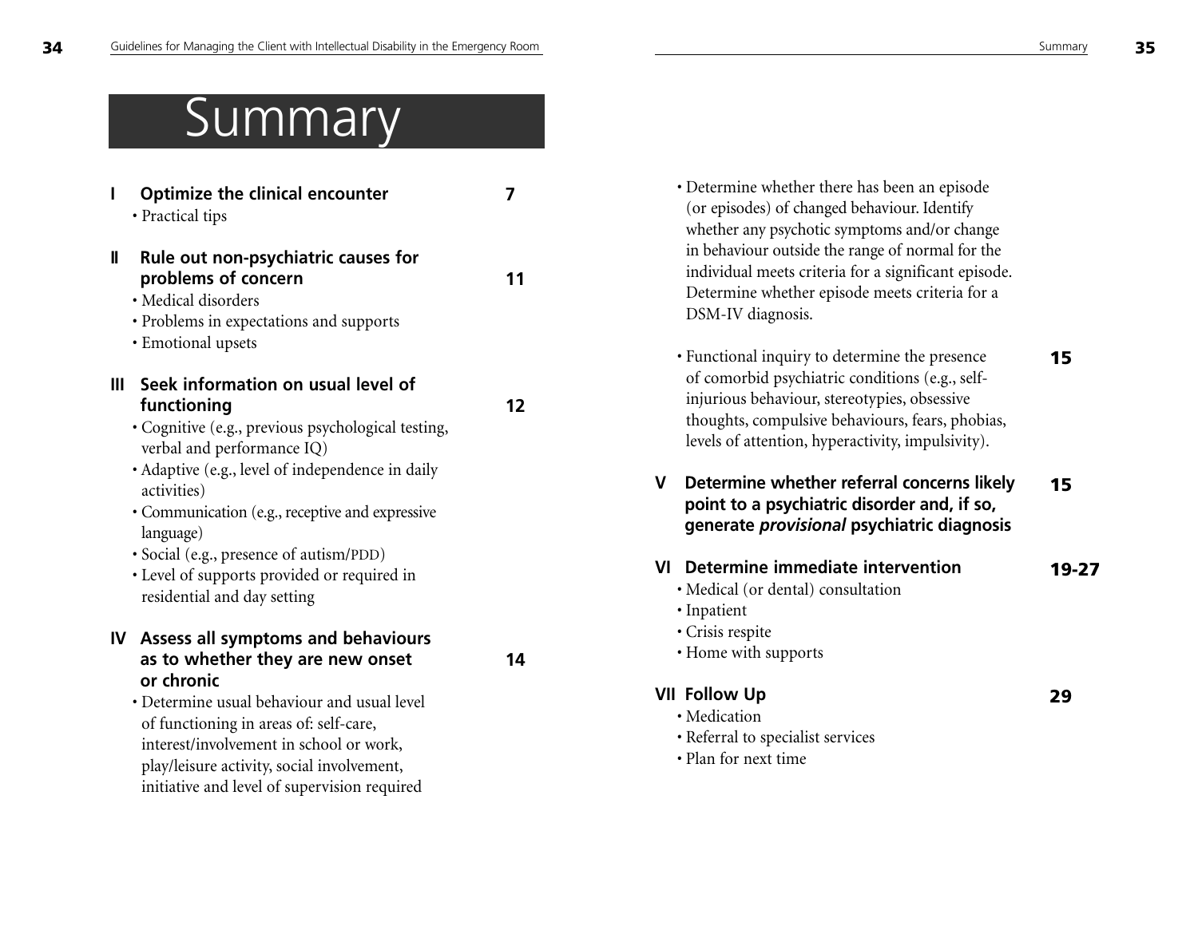# Summary

**I Optimize the clinical encounter** **7**

- Practical tips

**II Rule out non-psychiatric causes for problems of concern** **11**

- Medical disorders
- Problems in expectations and supports
- Emotional upsets

**III Seek information on usual level of functioning** **12**

- Cognitive (e.g., previous psychological testing, verbal and performance IQ)
- Adaptive (e.g., level of independence in daily activities)
- Communication (e.g., receptive and expressive language)
- Social (e.g., presence of autism/PDD)
- Level of supports provided or required in residential and day setting

**IV Assess all symptoms and behaviours as to whether they are new onset or chronic** **14**

- Determine usual behaviour and usual level of functioning in areas of: self-care, interest/involvement in school or work, play/leisure activity, social involvement, initiative and level of supervision required
- Determine whether there has been an episode (or episodes) of changed behaviour. Identify whether any psychotic symptoms and/or change in behaviour outside the range of normal for the individual meets criteria for a significant episode. Determine whether episode meets criteria for a DSM-IV diagnosis.
- Functional inquiry to determine the presence of comorbid psychiatric conditions (e.g., self-injurious behaviour, stereotypies, obsessive thoughts, compulsive behaviours, fears, phobias, levels of attention, hyperactivity, impulsivity). **15**

**V Determine whether referral concerns likely point to a psychiatric disorder and, if so, generate *provisional* psychiatric diagnosis** **15**

**VI Determine immediate intervention** **19-27**

- Medical (or dental) consultation
- Inpatient
- Crisis respite
- Home with supports

**VII Follow Up** **29**

- Medication
- Referral to specialist services
- Plan for next time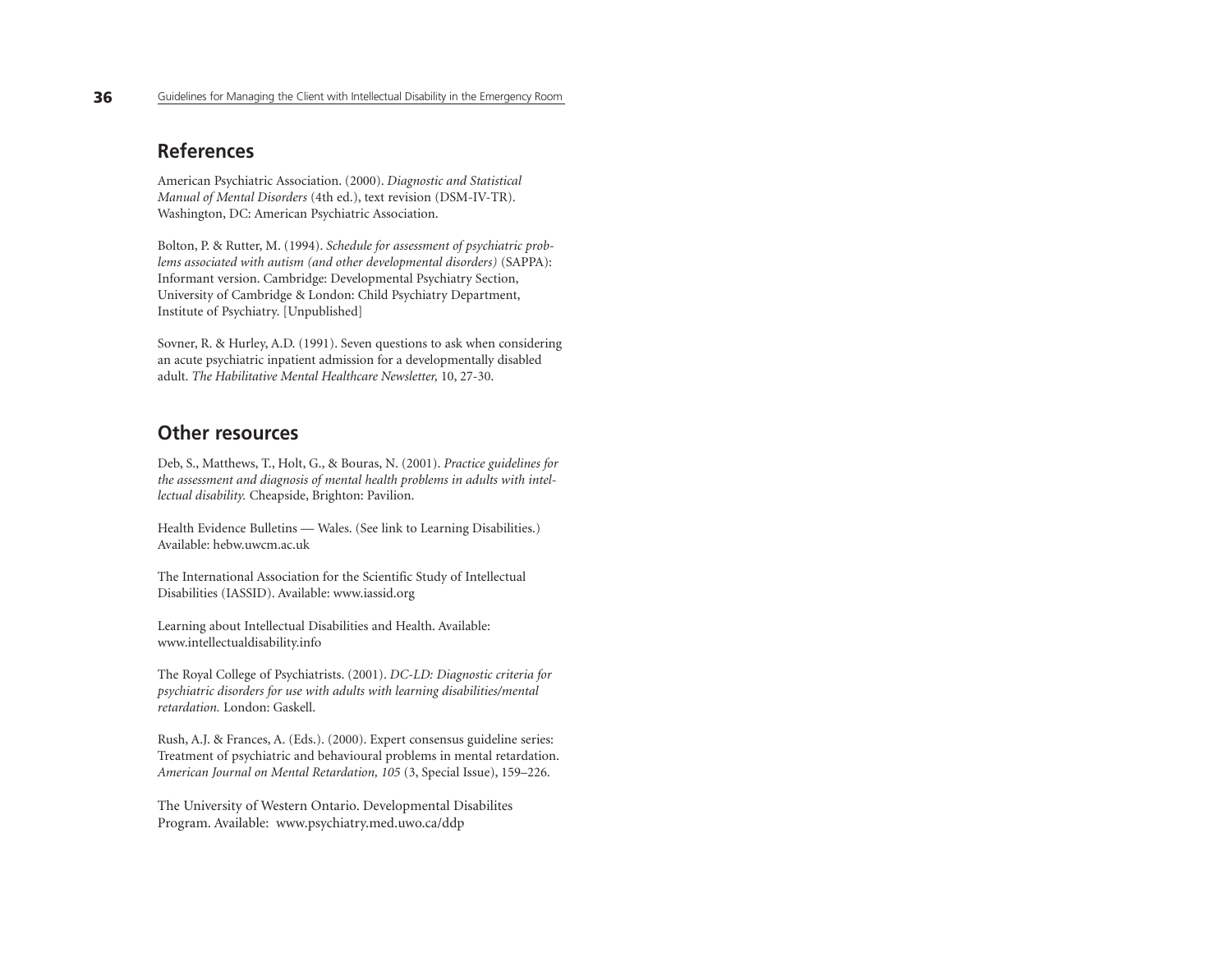## References

American Psychiatric Association. (2000). *Diagnostic and Statistical Manual of Mental Disorders* (4th ed.), text revision (DSM-IV-TR). Washington, DC: American Psychiatric Association.

Bolton, P. & Rutter, M. (1994). *Schedule for assessment of psychiatric problems associated with autism (and other developmental disorders)* (SAPPA): Informant version. Cambridge: Developmental Psychiatry Section, University of Cambridge & London: Child Psychiatry Department, Institute of Psychiatry. [Unpublished]

Sovner, R. & Hurley, A.D. (1991). Seven questions to ask when considering an acute psychiatric inpatient admission for a developmentally disabled adult. *The Habilitative Mental Healthcare Newsletter,* 10, 27-30.

## Other resources

Deb, S., Matthews, T., Holt, G., & Bouras, N. (2001). *Practice guidelines for the assessment and diagnosis of mental health problems in adults with intellectual disability.* Cheapside, Brighton: Pavilion.

Health Evidence Bulletins — Wales. (See link to Learning Disabilities.) Available: hebw.uwcm.ac.uk

The International Association for the Scientific Study of Intellectual Disabilities (IASSID). Available: www.iassid.org

Learning about Intellectual Disabilities and Health. Available: www.intellectualdisability.info

The Royal College of Psychiatrists. (2001). *DC-LD: Diagnostic criteria for psychiatric disorders for use with adults with learning disabilities/mental retardation.* London: Gaskell.

Rush, A.J. & Frances, A. (Eds.). (2000). Expert consensus guideline series: Treatment of psychiatric and behavioural problems in mental retardation. *American Journal on Mental Retardation, 105* (3, Special Issue), 159–226.

The University of Western Ontario. Developmental Disabilites Program. Available: www.psychiatry.med.uwo.ca/ddp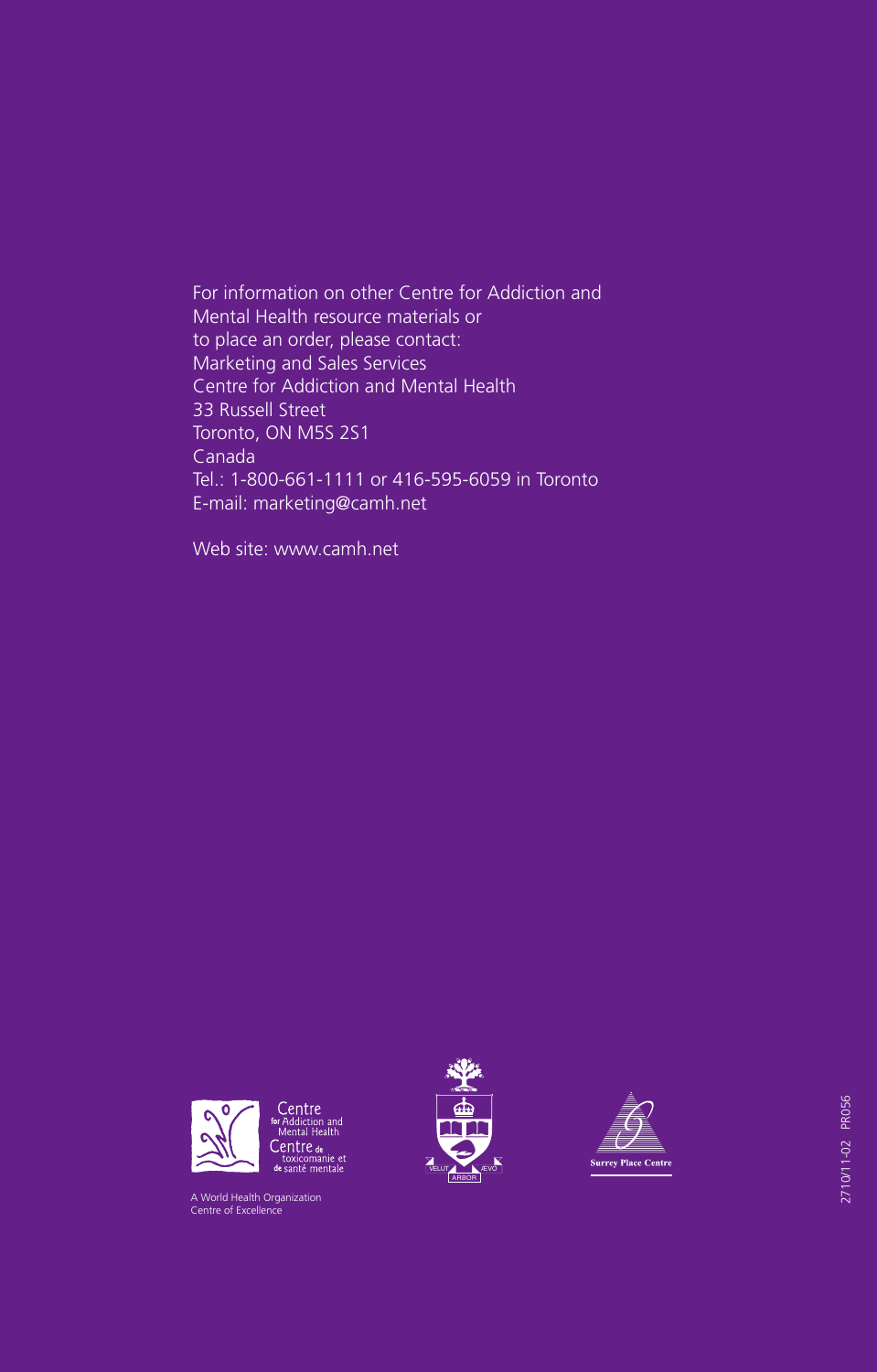For information on other Centre for Addiction and Mental Health resource materials or to place an order, please contact:
Marketing and Sales Services
Centre for Addiction and Mental Health
33 Russell Street
Toronto, ON M5S 2S1
Canada
Tel.: 1-800-661-1111 or 416-595-6059 in Toronto
E-mail: marketing@camh.net

Web site: www.camh.net

Centre for Addiction and Mental Health
Centre de toxicomanie et de santé mentale

A World Health Organization Centre of Excellence

VELUT ARBOR ÆVO

Surrey Place Centre

2710/11-02 PR056